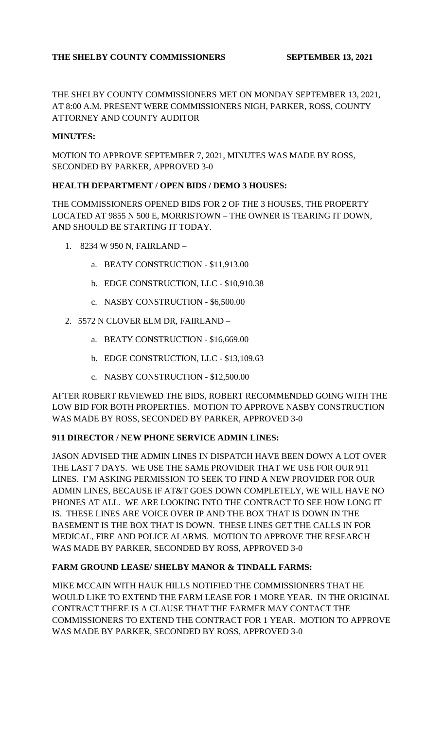**THE SHELBY COUNTY COMMISSIONERS SEPTEMBER 13, 2021**

THE SHELBY COUNTY COMMISSIONERS MET ON MONDAY SEPTEMBER 13, 2021, AT 8:00 A.M. PRESENT WERE COMMISSIONERS NIGH, PARKER, ROSS, COUNTY ATTORNEY AND COUNTY AUDITOR

**MINUTES:**

MOTION TO APPROVE SEPTEMBER 7, 2021, MINUTES WAS MADE BY ROSS, SECONDED BY PARKER, APPROVED 3-0

**HEALTH DEPARTMENT / OPEN BIDS / DEMO 3 HOUSES:**

THE COMMISSIONERS OPENED BIDS FOR 2 OF THE 3 HOUSES, THE PROPERTY LOCATED AT 9855 N 500 E, MORRISTOWN – THE OWNER IS TEARING IT DOWN, AND SHOULD BE STARTING IT TODAY.

1. 8234 W 950 N, FAIRLAND –
   a. BEATY CONSTRUCTION - $11,913.00
   b. EDGE CONSTRUCTION, LLC - $10,910.38
   c. NASBY CONSTRUCTION - $6,500.00
2. 5572 N CLOVER ELM DR, FAIRLAND –
   a. BEATY CONSTRUCTION - $16,669.00
   b. EDGE CONSTRUCTION, LLC - $13,109.63
   c. NASBY CONSTRUCTION - $12,500.00

AFTER ROBERT REVIEWED THE BIDS, ROBERT RECOMMENDED GOING WITH THE LOW BID FOR BOTH PROPERTIES. MOTION TO APPROVE NASBY CONSTRUCTION WAS MADE BY ROSS, SECONDED BY PARKER, APPROVED 3-0

**911 DIRECTOR / NEW PHONE SERVICE ADMIN LINES:**

JASON ADVISED THE ADMIN LINES IN DISPATCH HAVE BEEN DOWN A LOT OVER THE LAST 7 DAYS. WE USE THE SAME PROVIDER THAT WE USE FOR OUR 911 LINES. I'M ASKING PERMISSION TO SEEK TO FIND A NEW PROVIDER FOR OUR ADMIN LINES, BECAUSE IF AT&T GOES DOWN COMPLETELY, WE WILL HAVE NO PHONES AT ALL. WE ARE LOOKING INTO THE CONTRACT TO SEE HOW LONG IT IS. THESE LINES ARE VOICE OVER IP AND THE BOX THAT IS DOWN IN THE BASEMENT IS THE BOX THAT IS DOWN. THESE LINES GET THE CALLS IN FOR MEDICAL, FIRE AND POLICE ALARMS. MOTION TO APPROVE THE RESEARCH WAS MADE BY PARKER, SECONDED BY ROSS, APPROVED 3-0

**FARM GROUND LEASE/ SHELBY MANOR & TINDALL FARMS:**

MIKE MCCAIN WITH HAUK HILLS NOTIFIED THE COMMISSIONERS THAT HE WOULD LIKE TO EXTEND THE FARM LEASE FOR 1 MORE YEAR. IN THE ORIGINAL CONTRACT THERE IS A CLAUSE THAT THE FARMER MAY CONTACT THE COMMISSIONERS TO EXTEND THE CONTRACT FOR 1 YEAR. MOTION TO APPROVE WAS MADE BY PARKER, SECONDED BY ROSS, APPROVED 3-0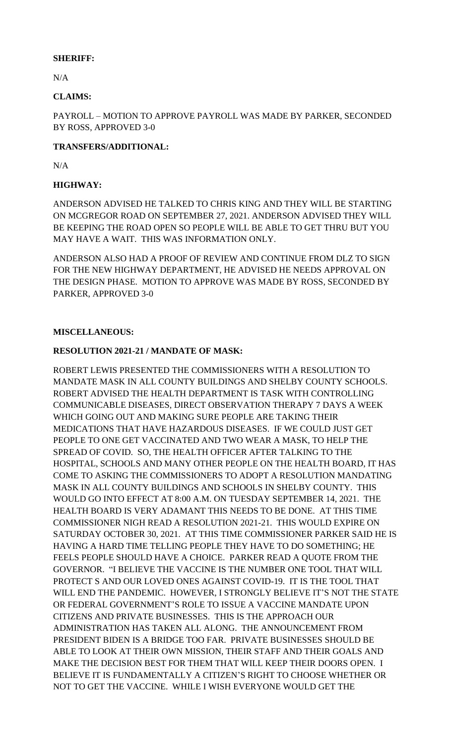**SHERIFF:**

N/A

**CLAIMS:**

PAYROLL – MOTION TO APPROVE PAYROLL WAS MADE BY PARKER, SECONDED BY ROSS, APPROVED 3-0

**TRANSFERS/ADDITIONAL:**

N/A

**HIGHWAY:**

ANDERSON ADVISED HE TALKED TO CHRIS KING AND THEY WILL BE STARTING ON MCGREGOR ROAD ON SEPTEMBER 27, 2021. ANDERSON ADVISED THEY WILL BE KEEPING THE ROAD OPEN SO PEOPLE WILL BE ABLE TO GET THRU BUT YOU MAY HAVE A WAIT. THIS WAS INFORMATION ONLY.

ANDERSON ALSO HAD A PROOF OF REVIEW AND CONTINUE FROM DLZ TO SIGN FOR THE NEW HIGHWAY DEPARTMENT, HE ADVISED HE NEEDS APPROVAL ON THE DESIGN PHASE. MOTION TO APPROVE WAS MADE BY ROSS, SECONDED BY PARKER, APPROVED 3-0

**MISCELLANEOUS:**

**RESOLUTION 2021-21 / MANDATE OF MASK:**

ROBERT LEWIS PRESENTED THE COMMISSIONERS WITH A RESOLUTION TO MANDATE MASK IN ALL COUNTY BUILDINGS AND SHELBY COUNTY SCHOOLS. ROBERT ADVISED THE HEALTH DEPARTMENT IS TASK WITH CONTROLLING COMMUNICABLE DISEASES, DIRECT OBSERVATION THERAPY 7 DAYS A WEEK WHICH GOING OUT AND MAKING SURE PEOPLE ARE TAKING THEIR MEDICATIONS THAT HAVE HAZARDOUS DISEASES. IF WE COULD JUST GET PEOPLE TO ONE GET VACCINATED AND TWO WEAR A MASK, TO HELP THE SPREAD OF COVID. SO, THE HEALTH OFFICER AFTER TALKING TO THE HOSPITAL, SCHOOLS AND MANY OTHER PEOPLE ON THE HEALTH BOARD, IT HAS COME TO ASKING THE COMMISSIONERS TO ADOPT A RESOLUTION MANDATING MASK IN ALL COUNTY BUILDINGS AND SCHOOLS IN SHELBY COUNTY. THIS WOULD GO INTO EFFECT AT 8:00 A.M. ON TUESDAY SEPTEMBER 14, 2021. THE HEALTH BOARD IS VERY ADAMANT THIS NEEDS TO BE DONE. AT THIS TIME COMMISSIONER NIGH READ A RESOLUTION 2021-21. THIS WOULD EXPIRE ON SATURDAY OCTOBER 30, 2021. AT THIS TIME COMMISSIONER PARKER SAID HE IS HAVING A HARD TIME TELLING PEOPLE THEY HAVE TO DO SOMETHING; HE FEELS PEOPLE SHOULD HAVE A CHOICE. PARKER READ A QUOTE FROM THE GOVERNOR. "I BELIEVE THE VACCINE IS THE NUMBER ONE TOOL THAT WILL PROTECT S AND OUR LOVED ONES AGAINST COVID-19. IT IS THE TOOL THAT WILL END THE PANDEMIC. HOWEVER, I STRONGLY BELIEVE IT'S NOT THE STATE OR FEDERAL GOVERNMENT'S ROLE TO ISSUE A VACCINE MANDATE UPON CITIZENS AND PRIVATE BUSINESSES. THIS IS THE APPROACH OUR ADMINISTRATION HAS TAKEN ALL ALONG. THE ANNOUNCEMENT FROM PRESIDENT BIDEN IS A BRIDGE TOO FAR. PRIVATE BUSINESSES SHOULD BE ABLE TO LOOK AT THEIR OWN MISSION, THEIR STAFF AND THEIR GOALS AND MAKE THE DECISION BEST FOR THEM THAT WILL KEEP THEIR DOORS OPEN. I BELIEVE IT IS FUNDAMENTALLY A CITIZEN'S RIGHT TO CHOOSE WHETHER OR NOT TO GET THE VACCINE. WHILE I WISH EVERYONE WOULD GET THE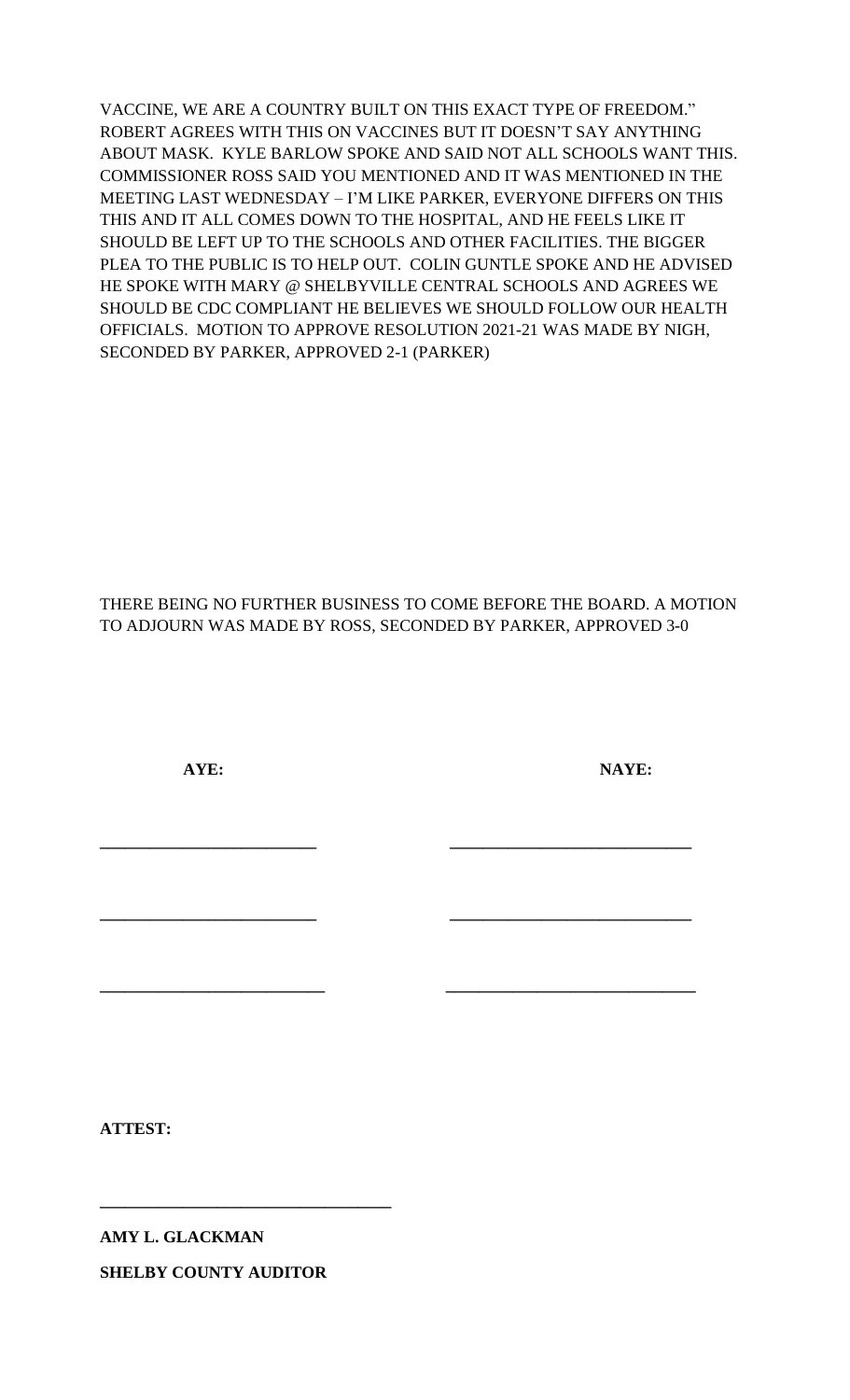VACCINE, WE ARE A COUNTRY BUILT ON THIS EXACT TYPE OF FREEDOM." ROBERT AGREES WITH THIS ON VACCINES BUT IT DOESN'T SAY ANYTHING ABOUT MASK. KYLE BARLOW SPOKE AND SAID NOT ALL SCHOOLS WANT THIS. COMMISSIONER ROSS SAID YOU MENTIONED AND IT WAS MENTIONED IN THE MEETING LAST WEDNESDAY – I'M LIKE PARKER, EVERYONE DIFFERS ON THIS THIS AND IT ALL COMES DOWN TO THE HOSPITAL, AND HE FEELS LIKE IT SHOULD BE LEFT UP TO THE SCHOOLS AND OTHER FACILITIES. THE BIGGER PLEA TO THE PUBLIC IS TO HELP OUT. COLIN GUNTLE SPOKE AND HE ADVISED HE SPOKE WITH MARY @ SHELBYVILLE CENTRAL SCHOOLS AND AGREES WE SHOULD BE CDC COMPLIANT HE BELIEVES WE SHOULD FOLLOW OUR HEALTH OFFICIALS. MOTION TO APPROVE RESOLUTION 2021-21 WAS MADE BY NIGH, SECONDED BY PARKER, APPROVED 2-1 (PARKER)

THERE BEING NO FURTHER BUSINESS TO COME BEFORE THE BOARD. A MOTION TO ADJOURN WAS MADE BY ROSS, SECONDED BY PARKER, APPROVED 3-0

| **AYE:** | **NAYE:** |
| --- | --- |
| ________________________ | ___________________________ |
| ________________________ | ___________________________ |
| ________________________ | ___________________________ |

**ATTEST:**

________________________________

**AMY L. GLACKMAN**

**SHELBY COUNTY AUDITOR**